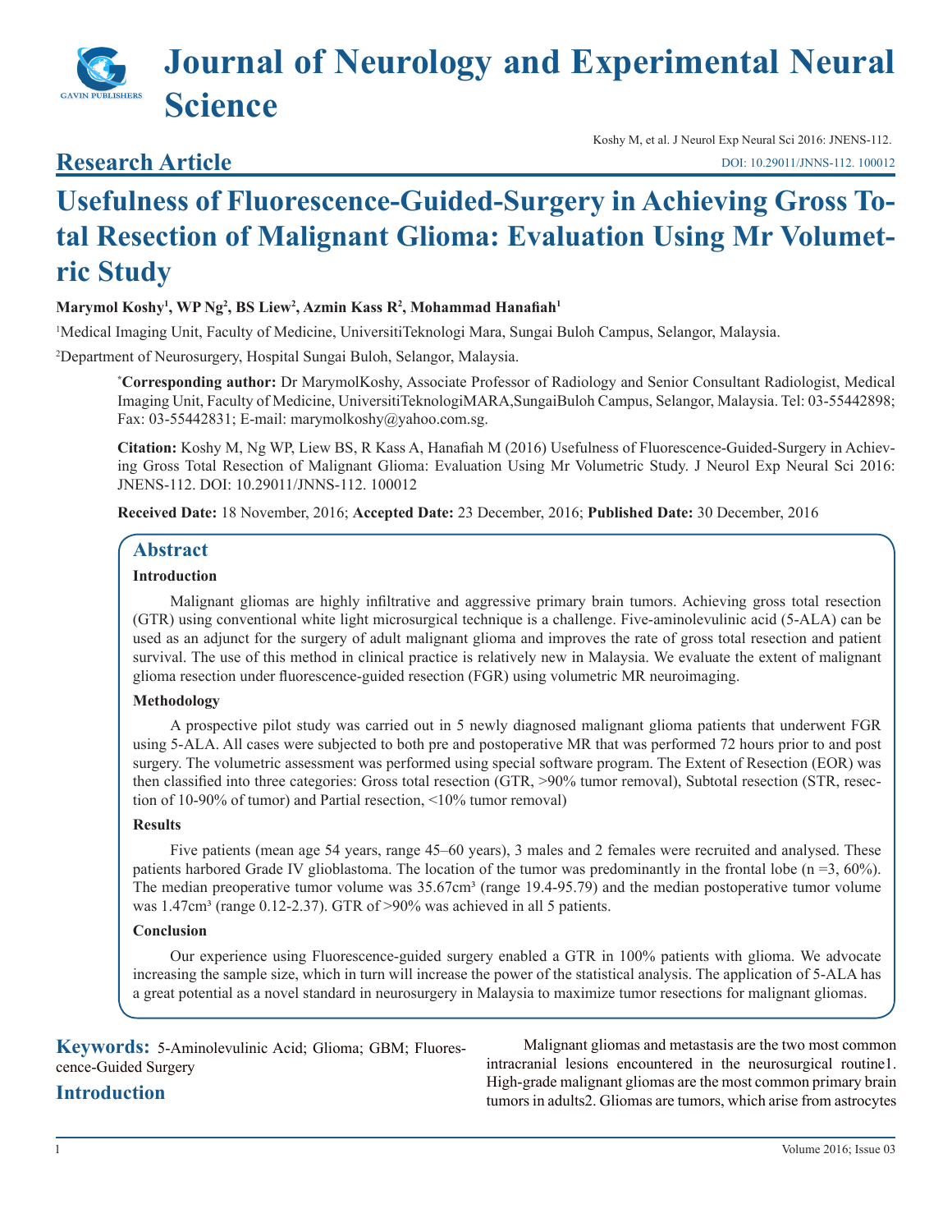# Journal of Neurology and Experimental Neural Science

## Research Article

# Usefulness of Fluorescence-Guided-Surgery in Achieving Gross Total Resection of Malignant Glioma: Evaluation Using Mr Volumetric Study

**Marymol Koshy[1], WP Ng[2], BS Liew[2], Azmin Kass R[2], Mohammad Hanafiah[1]**

[1]Medical Imaging Unit, Faculty of Medicine, UniversitiTeknologi Mara, Sungai Buloh Campus, Selangor, Malaysia.

[2]Department of Neurosurgery, Hospital Sungai Buloh, Selangor, Malaysia.

**\*Corresponding author:** Dr MarymolKoshy, Associate Professor of Radiology and Senior Consultant Radiologist, Medical Imaging Unit, Faculty of Medicine, UniversitiTeknologiMARA,SungaiBuloh Campus, Selangor, Malaysia. Tel: 03-55442898; Fax: 03-55442831; E-mail: marymolkoshy@yahoo.com.sg.

**Citation:** Koshy M, Ng WP, Liew BS, R Kass A, Hanafiah M (2016) Usefulness of Fluorescence-Guided-Surgery in Achieving Gross Total Resection of Malignant Glioma: Evaluation Using Mr Volumetric Study. J Neurol Exp Neural Sci 2016: JNENS-112. DOI: 10.29011/JNNS-112. 100012

**Received Date:** 18 November, 2016; **Accepted Date:** 23 December, 2016; **Published Date:** 30 December, 2016

## Abstract

### Introduction

Malignant gliomas are highly infiltrative and aggressive primary brain tumors. Achieving gross total resection (GTR) using conventional white light microsurgical technique is a challenge. Five-aminolevulinic acid (5-ALA) can be used as an adjunct for the surgery of adult malignant glioma and improves the rate of gross total resection and patient survival. The use of this method in clinical practice is relatively new in Malaysia. We evaluate the extent of malignant glioma resection under fluorescence-guided resection (FGR) using volumetric MR neuroimaging.

### Methodology

A prospective pilot study was carried out in 5 newly diagnosed malignant glioma patients that underwent FGR using 5-ALA. All cases were subjected to both pre and postoperative MR that was performed 72 hours prior to and post surgery. The volumetric assessment was performed using special software program. The Extent of Resection (EOR) was then classified into three categories: Gross total resection (GTR, >90% tumor removal), Subtotal resection (STR, resection of 10-90% of tumor) and Partial resection, <10% tumor removal)

### Results

Five patients (mean age 54 years, range 45–60 years), 3 males and 2 females were recruited and analysed. These patients harbored Grade IV glioblastoma. The location of the tumor was predominantly in the frontal lobe (n =3, 60%). The median preoperative tumor volume was 35.67cm³ (range 19.4-95.79) and the median postoperative tumor volume was 1.47cm³ (range 0.12-2.37). GTR of >90% was achieved in all 5 patients.

### Conclusion

Our experience using Fluorescence-guided surgery enabled a GTR in 100% patients with glioma. We advocate increasing the sample size, which in turn will increase the power of the statistical analysis. The application of 5-ALA has a great potential as a novel standard in neurosurgery in Malaysia to maximize tumor resections for malignant gliomas.

**Keywords:** 5-Aminolevulinic Acid; Glioma; GBM; Fluorescence-Guided Surgery

## Introduction

Malignant gliomas and metastasis are the two most common intracranial lesions encountered in the neurosurgical routine1. High-grade malignant gliomas are the most common primary brain tumors in adults2. Gliomas are tumors, which arise from astrocytes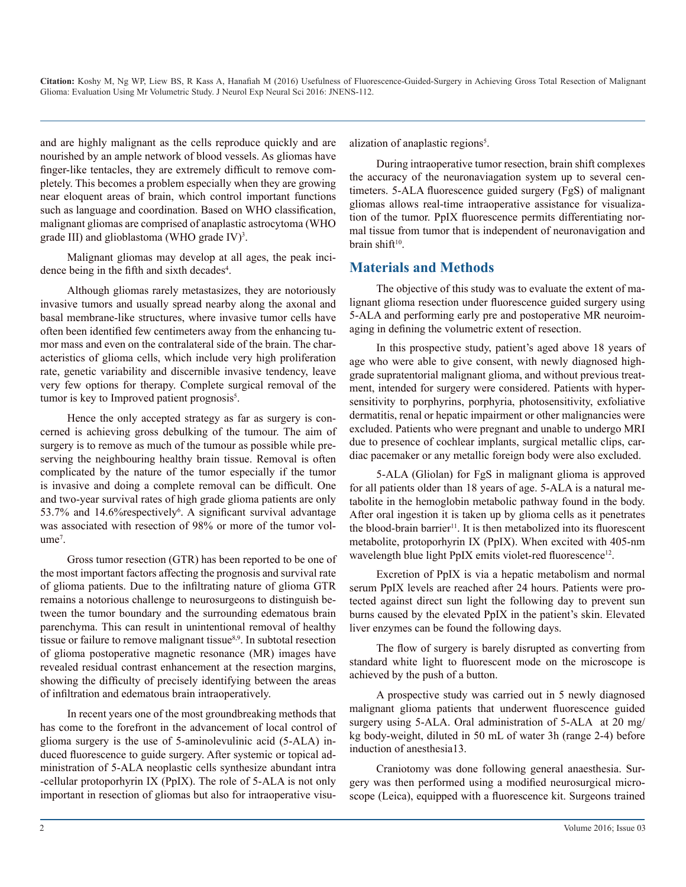and are highly malignant as the cells reproduce quickly and are nourished by an ample network of blood vessels. As gliomas have finger-like tentacles, they are extremely difficult to remove completely. This becomes a problem especially when they are growing near eloquent areas of brain, which control important functions such as language and coordination. Based on WHO classification, malignant gliomas are comprised of anaplastic astrocytoma (WHO grade III) and glioblastoma (WHO grade IV)[3].

Malignant gliomas may develop at all ages, the peak incidence being in the fifth and sixth decades[4].

Although gliomas rarely metastasizes, they are notoriously invasive tumors and usually spread nearby along the axonal and basal membrane-like structures, where invasive tumor cells have often been identified few centimeters away from the enhancing tumor mass and even on the contralateral side of the brain. The characteristics of glioma cells, which include very high proliferation rate, genetic variability and discernible invasive tendency, leave very few options for therapy. Complete surgical removal of the tumor is key to Improved patient prognosis[5].

Hence the only accepted strategy as far as surgery is concerned is achieving gross debulking of the tumour. The aim of surgery is to remove as much of the tumour as possible while preserving the neighbouring healthy brain tissue. Removal is often complicated by the nature of the tumor especially if the tumor is invasive and doing a complete removal can be difficult. One and two-year survival rates of high grade glioma patients are only 53.7% and 14.6%respectively[6]. A significant survival advantage was associated with resection of 98% or more of the tumor volume[7].

Gross tumor resection (GTR) has been reported to be one of the most important factors affecting the prognosis and survival rate of glioma patients. Due to the infiltrating nature of glioma GTR remains a notorious challenge to neurosurgeons to distinguish between the tumor boundary and the surrounding edematous brain parenchyma. This can result in unintentional removal of healthy tissue or failure to remove malignant tissue[8,9]. In subtotal resection of glioma postoperative magnetic resonance (MR) images have revealed residual contrast enhancement at the resection margins, showing the difficulty of precisely identifying between the areas of infiltration and edematous brain intraoperatively.

In recent years one of the most groundbreaking methods that has come to the forefront in the advancement of local control of glioma surgery is the use of 5-aminolevulinic acid (5-ALA) induced fluorescence to guide surgery. After systemic or topical administration of 5-ALA neoplastic cells synthesize abundant intra -cellular protoporhyrin IX (PpIX). The role of 5-ALA is not only important in resection of gliomas but also for intraoperative visualization of anaplastic regions[5].

During intraoperative tumor resection, brain shift complexes the accuracy of the neuronaviagation system up to several centimeters. 5-ALA fluorescence guided surgery (FgS) of malignant gliomas allows real-time intraoperative assistance for visualization of the tumor. PpIX fluorescence permits differentiating normal tissue from tumor that is independent of neuronavigation and brain shift[10].

## Materials and Methods

The objective of this study was to evaluate the extent of malignant glioma resection under fluorescence guided surgery using 5-ALA and performing early pre and postoperative MR neuroimaging in defining the volumetric extent of resection.

In this prospective study, patient's aged above 18 years of age who were able to give consent, with newly diagnosed high-grade supratentorial malignant glioma, and without previous treatment, intended for surgery were considered. Patients with hypersensitivity to porphyrins, porphyria, photosensitivity, exfoliative dermatitis, renal or hepatic impairment or other malignancies were excluded. Patients who were pregnant and unable to undergo MRI due to presence of cochlear implants, surgical metallic clips, cardiac pacemaker or any metallic foreign body were also excluded.

5-ALA (Gliolan) for FgS in malignant glioma is approved for all patients older than 18 years of age. 5-ALA is a natural metabolite in the hemoglobin metabolic pathway found in the body. After oral ingestion it is taken up by glioma cells as it penetrates the blood-brain barrier[11]. It is then metabolized into its fluorescent metabolite, protoporphyrin IX (PpIX). When excited with 405-nm wavelength blue light PpIX emits violet-red fluorescence[12].

Excretion of PpIX is via a hepatic metabolism and normal serum PpIX levels are reached after 24 hours. Patients were protected against direct sun light the following day to prevent sun burns caused by the elevated PpIX in the patient's skin. Elevated liver enzymes can be found the following days.

The flow of surgery is barely disrupted as converting from standard white light to fluorescent mode on the microscope is achieved by the push of a button.

A prospective study was carried out in 5 newly diagnosed malignant glioma patients that underwent fluorescence guided surgery using 5-ALA. Oral administration of 5-ALA at 20 mg/kg body-weight, diluted in 50 mL of water 3h (range 2-4) before induction of anesthesia13.

Craniotomy was done following general anaesthesia. Surgery was then performed using a modified neurosurgical microscope (Leica), equipped with a fluorescence kit. Surgeons trained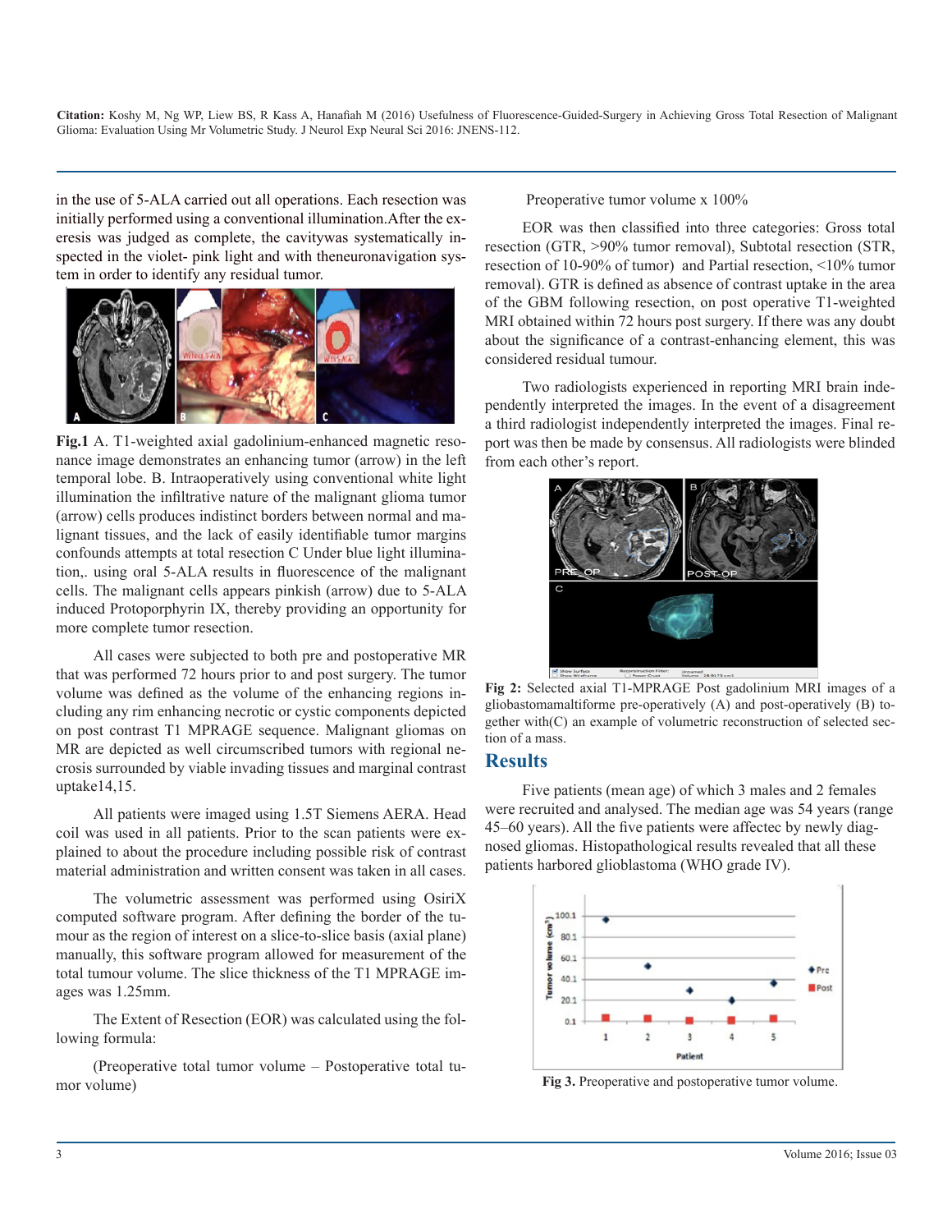in the use of 5-ALA carried out all operations. Each resection was initially performed using a conventional illumination.After the exeresis was judged as complete, the cavitywas systematically inspected in the violet- pink light and with theneuronavigation system in order to identify any residual tumor.

**Fig.1** A. T1-weighted axial gadolinium-enhanced magnetic resonance image demonstrates an enhancing tumor (arrow) in the left temporal lobe. B. Intraoperatively using conventional white light illumination the infiltrative nature of the malignant glioma tumor (arrow) cells produces indistinct borders between normal and malignant tissues, and the lack of easily identifiable tumor margins confounds attempts at total resection C Under blue light illumination,. using oral 5-ALA results in fluorescence of the malignant cells. The malignant cells appears pinkish (arrow) due to 5-ALA induced Protoporphyrin IX, thereby providing an opportunity for more complete tumor resection.

All cases were subjected to both pre and postoperative MR that was performed 72 hours prior to and post surgery. The tumor volume was defined as the volume of the enhancing regions including any rim enhancing necrotic or cystic components depicted on post contrast T1 MPRAGE sequence. Malignant gliomas on MR are depicted as well circumscribed tumors with regional necrosis surrounded by viable invading tissues and marginal contrast uptake14,15.

All patients were imaged using 1.5T Siemens AERA. Head coil was used in all patients. Prior to the scan patients were explained to about the procedure including possible risk of contrast material administration and written consent was taken in all cases.

The volumetric assessment was performed using OsiriX computed software program. After defining the border of the tumour as the region of interest on a slice-to-slice basis (axial plane) manually, this software program allowed for measurement of the total tumour volume. The slice thickness of the T1 MPRAGE images was 1.25mm.

The Extent of Resection (EOR) was calculated using the following formula:

(Preoperative total tumor volume – Postoperative total tumor volume)

Preoperative tumor volume x 100%

EOR was then classified into three categories: Gross total resection (GTR, >90% tumor removal), Subtotal resection (STR, resection of 10-90% of tumor) and Partial resection, <10% tumor removal). GTR is defined as absence of contrast uptake in the area of the GBM following resection, on post operative T1-weighted MRI obtained within 72 hours post surgery. If there was any doubt about the significance of a contrast-enhancing element, this was considered residual tumour.

Two radiologists experienced in reporting MRI brain independently interpreted the images. In the event of a disagreement a third radiologist independently interpreted the images. Final report was then be made by consensus. All radiologists were blinded from each other's report.

**Fig 2:** Selected axial T1-MPRAGE Post gadolinium MRI images of a gliobastomamaltiforme pre-operatively (A) and post-operatively (B) together with(C) an example of volumetric reconstruction of selected section of a mass.

## Results

Five patients (mean age) of which 3 males and 2 females were recruited and analysed. The median age was 54 years (range 45–60 years). All the five patients were affectec by newly diagnosed gliomas. Histopathological results revealed that all these patients harbored glioblastoma (WHO grade IV).

**Fig 3.** Preoperative and postoperative tumor volume.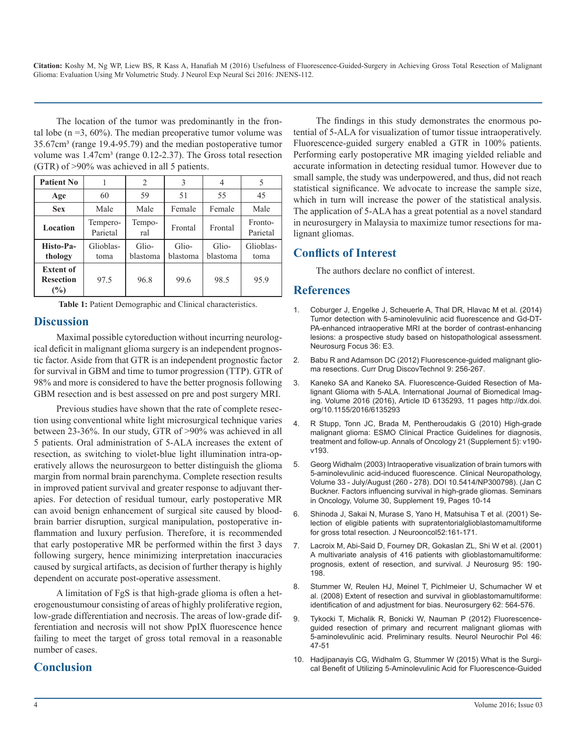The location of the tumor was predominantly in the frontal lobe (n =3, 60%). The median preoperative tumor volume was 35.67cm³ (range 19.4-95.79) and the median postoperative tumor volume was 1.47cm³ (range 0.12-2.37). The Gross total resection (GTR) of >90% was achieved in all 5 patients.

| Patient No | 1 | 2 | 3 | 4 | 5 |
|---|---|---|---|---|---|
| Age | 60 | 59 | 51 | 55 | 45 |
| Sex | Male | Male | Female | Female | Male |
| Location | Tempero-Parietal | Tempo-ral | Frontal | Frontal | Fronto-Parietal |
| Histo-Pathology | Glioblas-toma | Glio-blastoma | Glio-blastoma | Glio-blastoma | Glioblas-toma |
| Extent of Resection (%) | 97.5 | 96.8 | 99.6 | 98.5 | 95.9 |

**Table 1:** Patient Demographic and Clinical characteristics.

## Discussion

Maximal possible cytoreduction without incurring neurological deficit in malignant glioma surgery is an independent prognostic factor. Aside from that GTR is an independent prognostic factor for survival in GBM and time to tumor progression (TTP). GTR of 98% and more is considered to have the better prognosis following GBM resection and is best assessed on pre and post surgery MRI.

Previous studies have shown that the rate of complete resection using conventional white light microsurgical technique varies between 23-36%. In our study, GTR of >90% was achieved in all 5 patients. Oral administration of 5-ALA increases the extent of resection, as switching to violet-blue light illumination intra-operatively allows the neurosurgeon to better distinguish the glioma margin from normal brain parenchyma. Complete resection results in improved patient survival and greater response to adjuvant therapies. For detection of residual tumour, early postoperative MR can avoid benign enhancement of surgical site caused by blood-brain barrier disruption, surgical manipulation, postoperative inflammation and luxury perfusion. Therefore, it is recommended that early postoperative MR be performed within the first 3 days following surgery, hence minimizing interpretation inaccuracies caused by surgical artifacts, as decision of further therapy is highly dependent on accurate post-operative assessment.

A limitation of FgS is that high-grade glioma is often a heterogenoustumour consisting of areas of highly proliferative region, low-grade differentiation and necrosis. The areas of low-grade differentiation and necrosis will not show PpIX fluorescence hence failing to meet the target of gross total removal in a reasonable number of cases.

## Conclusion

The findings in this study demonstrates the enormous potential of 5-ALA for visualization of tumor tissue intraoperatively. Fluorescence-guided surgery enabled a GTR in 100% patients. Performing early postoperative MR imaging yielded reliable and accurate information in detecting residual tumor. However due to small sample, the study was underpowered, and thus, did not reach statistical significance. We advocate to increase the sample size, which in turn will increase the power of the statistical analysis. The application of 5-ALA has a great potential as a novel standard in neurosurgery in Malaysia to maximize tumor resections for malignant gliomas.

## Conflicts of Interest

The authors declare no conflict of interest.

## References

1. Coburger J, Engelke J, Scheuerle A, Thal DR, Hlavac M et al. (2014) Tumor detection with 5-aminolevulinic acid fluorescence and Gd-DTPA-enhanced intraoperative MRI at the border of contrast-enhancing lesions: a prospective study based on histopathological assessment. Neurosurg Focus 36: E3.
2. Babu R and Adamson DC (2012) Fluorescence-guided malignant glioma resections. Curr Drug DiscovTechnol 9: 256-267.
3. Kaneko SA and Kaneko SA. Fluorescence-Guided Resection of Malignant Glioma with 5-ALA. International Journal of Biomedical Imaging. Volume 2016 (2016), Article ID 6135293, 11 pages http://dx.doi.org/10.1155/2016/6135293
4. R Stupp, Tonn JC, Brada M, Pentheroudakis G (2010) High-grade malignant glioma: ESMO Clinical Practice Guidelines for diagnosis, treatment and follow-up. Annals of Oncology 21 (Supplement 5): v190-v193.
5. Georg Widhalm (2003) Intraoperative visualization of brain tumors with 5-aminolevulinic acid-induced fluorescence. Clinical Neuropathology, Volume 33 - July/August (260 - 278). DOI 10.5414/NP300798). (Jan C Buckner. Factors influencing survival in high-grade gliomas. Seminars in Oncology, Volume 30, Supplement 19, Pages 10-14
6. Shinoda J, Sakai N, Murase S, Yano H, Matsuhisa T et al. (2001) Selection of eligible patients with supratentorialglioblastomamultiforme for gross total resection. J Neurooncol52:161-171.
7. Lacroix M, Abi-Said D, Fourney DR, Gokaslan ZL, Shi W et al. (2001) A multivariate analysis of 416 patients with glioblastomamultiforme: prognosis, extent of resection, and survival. J Neurosurg 95: 190-198.
8. Stummer W, Reulen HJ, Meinel T, Pichlmeier U, Schumacher W et al. (2008) Extent of resection and survival in glioblastomamultiforme: identification of and adjustment for bias. Neurosurgery 62: 564-576.
9. Tykocki T, Michalik R, Bonicki W, Nauman P (2012) Fluorescence-guided resection of primary and recurrent malignant gliomas with 5-aminolevulinic acid. Preliminary results. Neurol Neurochir Pol 46: 47-51
10. Hadjipanayis CG, Widhalm G, Stummer W (2015) What is the Surgical Benefit of Utilizing 5-Aminolevulinic Acid for Fluorescence-Guided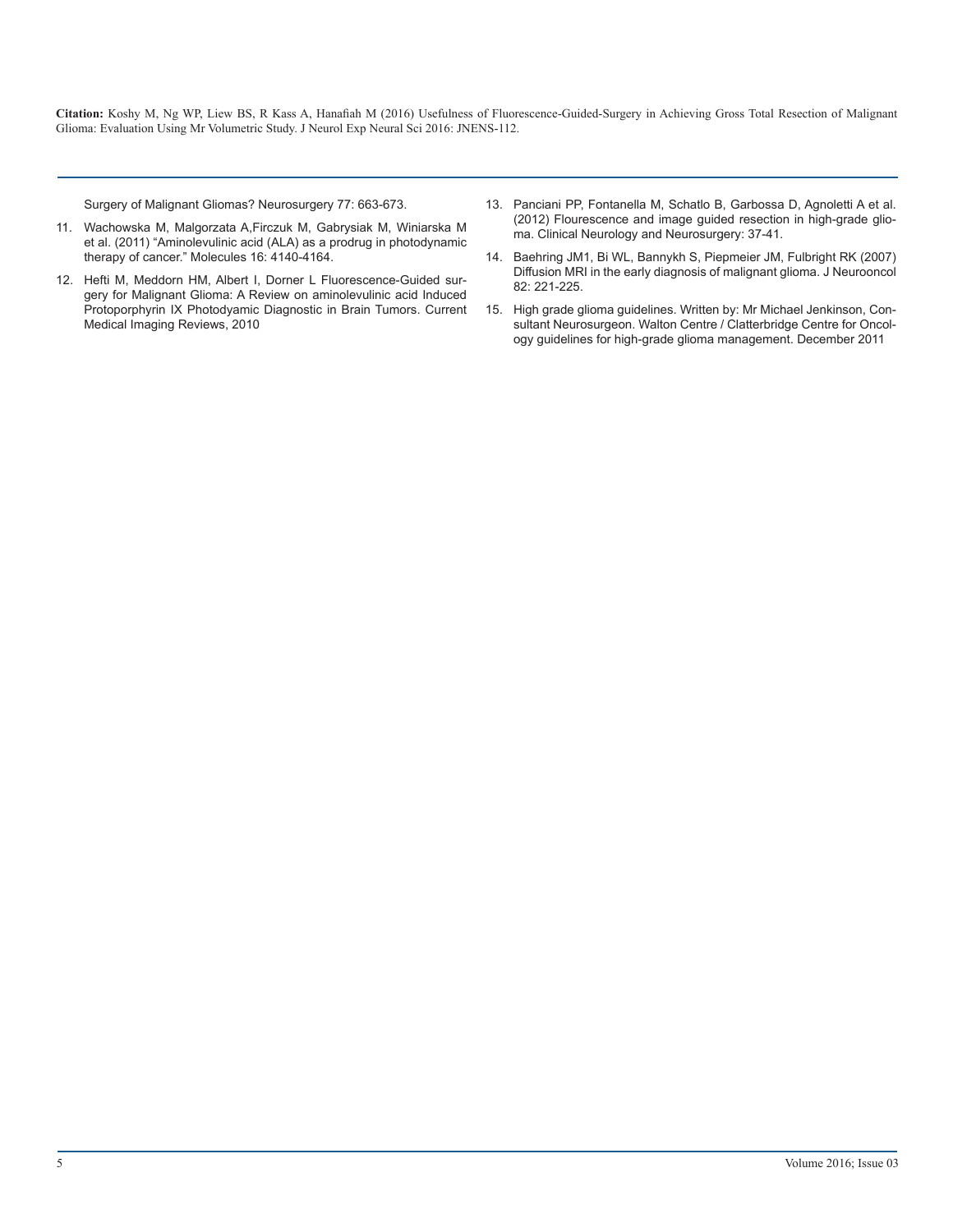Surgery of Malignant Gliomas? Neurosurgery 77: 663-673.

11. Wachowska M, Malgorzata A,Firczuk M, Gabrysiak M, Winiarska M et al. (2011) “Aminolevulinic acid (ALA) as a prodrug in photodynamic therapy of cancer.” Molecules 16: 4140-4164.

12. Hefti M, Meddorn HM, Albert I, Dorner L Fluorescence-Guided surgery for Malignant Glioma: A Review on aminolevulinic acid Induced Protoporphyrin IX Photodyamic Diagnostic in Brain Tumors. Current Medical Imaging Reviews, 2010

13. Panciani PP, Fontanella M, Schatlo B, Garbossa D, Agnoletti A et al. (2012) Flourescence and image guided resection in high-grade glioma. Clinical Neurology and Neurosurgery: 37-41.

14. Baehring JM1, Bi WL, Bannykh S, Piepmeier JM, Fulbright RK (2007) Diffusion MRI in the early diagnosis of malignant glioma. J Neurooncol 82: 221-225.

15. High grade glioma guidelines. Written by: Mr Michael Jenkinson, Consultant Neurosurgeon. Walton Centre / Clatterbridge Centre for Oncology guidelines for high-grade glioma management. December 2011